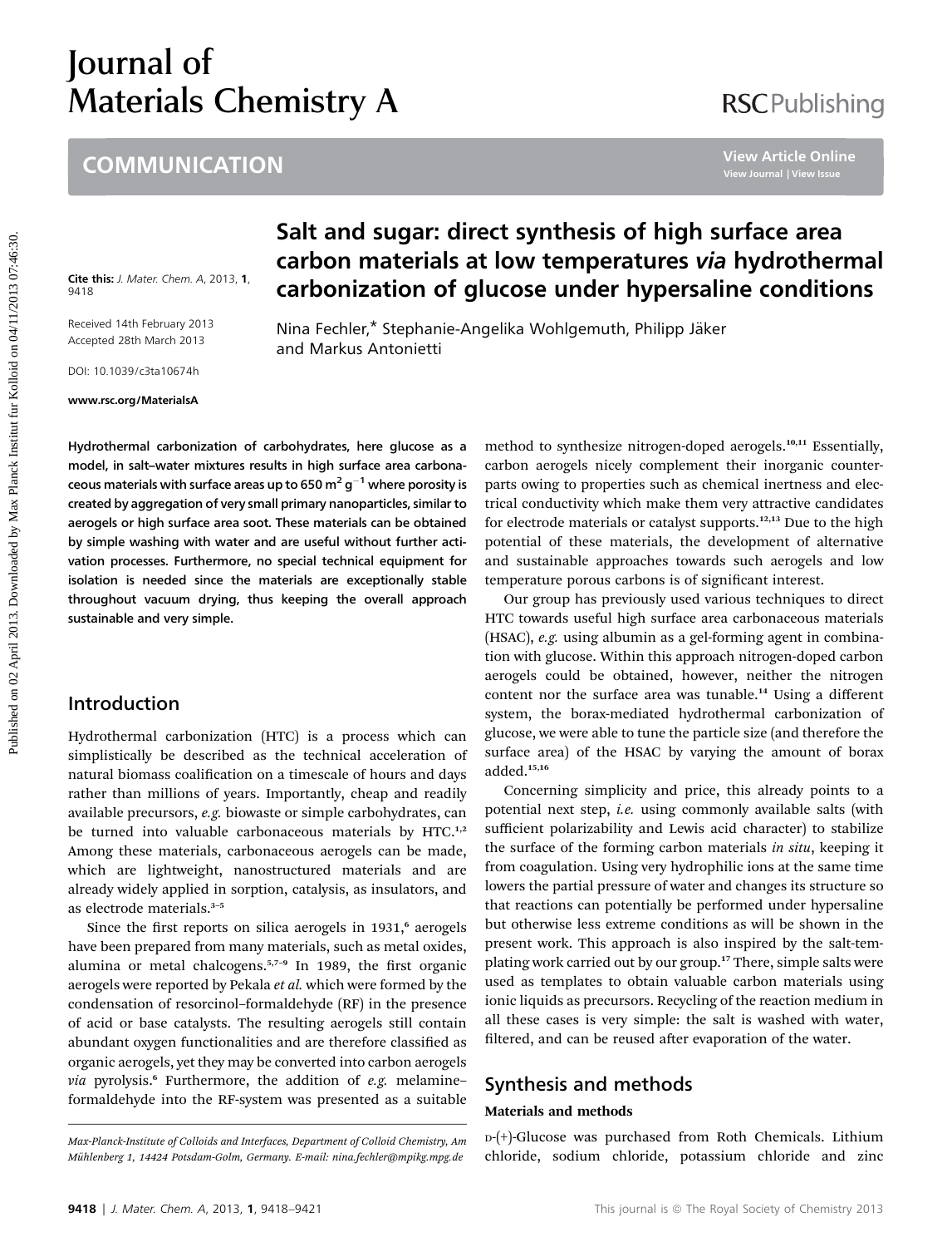# Journal of Materials Chemistry A

## COMMUNICATION

# Salt and sugar: direct synthesis of high surface area carbon materials at low temperatures *via* hydrothermal carbonization of glucose under hypersaline conditions

Cite this: *J. Mater. Chem. A*, 2013, **1**, 9418

Received 14th February 2013
Accepted 28th March 2013

DOI: 10.1039/c3ta10674h

www.rsc.org/MaterialsA

Nina Fechler,* Stephanie-Angelika Wohlgemuth, Philipp Jäker and Markus Antonietti

**Hydrothermal carbonization of carbohydrates, here glucose as a model, in salt–water mixtures results in high surface area carbonaceous materials with surface areas up to 650 $m^2$ $g^{-1}$ where porosity is created by aggregation of very small primary nanoparticles, similar to aerogels or high surface area soot. These materials can be obtained by simple washing with water and are useful without further activation processes. Furthermore, no special technical equipment for isolation is needed since the materials are exceptionally stable throughout vacuum drying, thus keeping the overall approach sustainable and very simple.**

## Introduction

Hydrothermal carbonization (HTC) is a process which can simplistically be described as the technical acceleration of natural biomass coalification on a timescale of hours and days rather than millions of years. Importantly, cheap and readily available precursors, *e.g.* biowaste or simple carbohydrates, can be turned into valuable carbonaceous materials by HTC.[1,2] Among these materials, carbonaceous aerogels can be made, which are lightweight, nanostructured materials and are already widely applied in sorption, catalysis, as insulators, and as electrode materials.[3–5]

Since the first reports on silica aerogels in 1931,[6] aerogels have been prepared from many materials, such as metal oxides, alumina or metal chalcogens.[5,7–9] In 1989, the first organic aerogels were reported by Pekala *et al.* which were formed by the condensation of resorcinol–formaldehyde (RF) in the presence of acid or base catalysts. The resulting aerogels still contain abundant oxygen functionalities and are therefore classified as organic aerogels, yet they may be converted into carbon aerogels *via* pyrolysis.[6] Furthermore, the addition of *e.g.* melamine–formaldehyde into the RF-system was presented as a suitable method to synthesize nitrogen-doped aerogels.[10,11] Essentially, carbon aerogels nicely complement their inorganic counterparts owing to properties such as chemical inertness and electrical conductivity which make them very attractive candidates for electrode materials or catalyst supports.[12,13] Due to the high potential of these materials, the development of alternative and sustainable approaches towards such aerogels and low temperature porous carbons is of significant interest.

Our group has previously used various techniques to direct HTC towards useful high surface area carbonaceous materials (HSAC), *e.g.* using albumin as a gel-forming agent in combination with glucose. Within this approach nitrogen-doped carbon aerogels could be obtained, however, neither the nitrogen content nor the surface area was tunable.[14] Using a different system, the borax-mediated hydrothermal carbonization of glucose, we were able to tune the particle size (and therefore the surface area) of the HSAC by varying the amount of borax added.[15,16]

Concerning simplicity and price, this already points to a potential next step, *i.e.* using commonly available salts (with sufficient polarizability and Lewis acid character) to stabilize the surface of the forming carbon materials *in situ*, keeping it from coagulation. Using very hydrophilic ions at the same time lowers the partial pressure of water and changes its structure so that reactions can potentially be performed under hypersaline but otherwise less extreme conditions as will be shown in the present work. This approach is also inspired by the salt-templating work carried out by our group.[17] There, simple salts were used as templates to obtain valuable carbon materials using ionic liquids as precursors. Recycling of the reaction medium in all these cases is very simple: the salt is washed with water, filtered, and can be reused after evaporation of the water.

## Synthesis and methods

### Materials and methods

D-(+)-Glucose was purchased from Roth Chemicals. Lithium chloride, sodium chloride, potassium chloride and zinc

*Max-Planck-Institute of Colloids and Interfaces, Department of Colloid Chemistry, Am Mühlenberg 1, 14424 Potsdam-Golm, Germany. E-mail: nina.fechler@mpikg.mpg.de*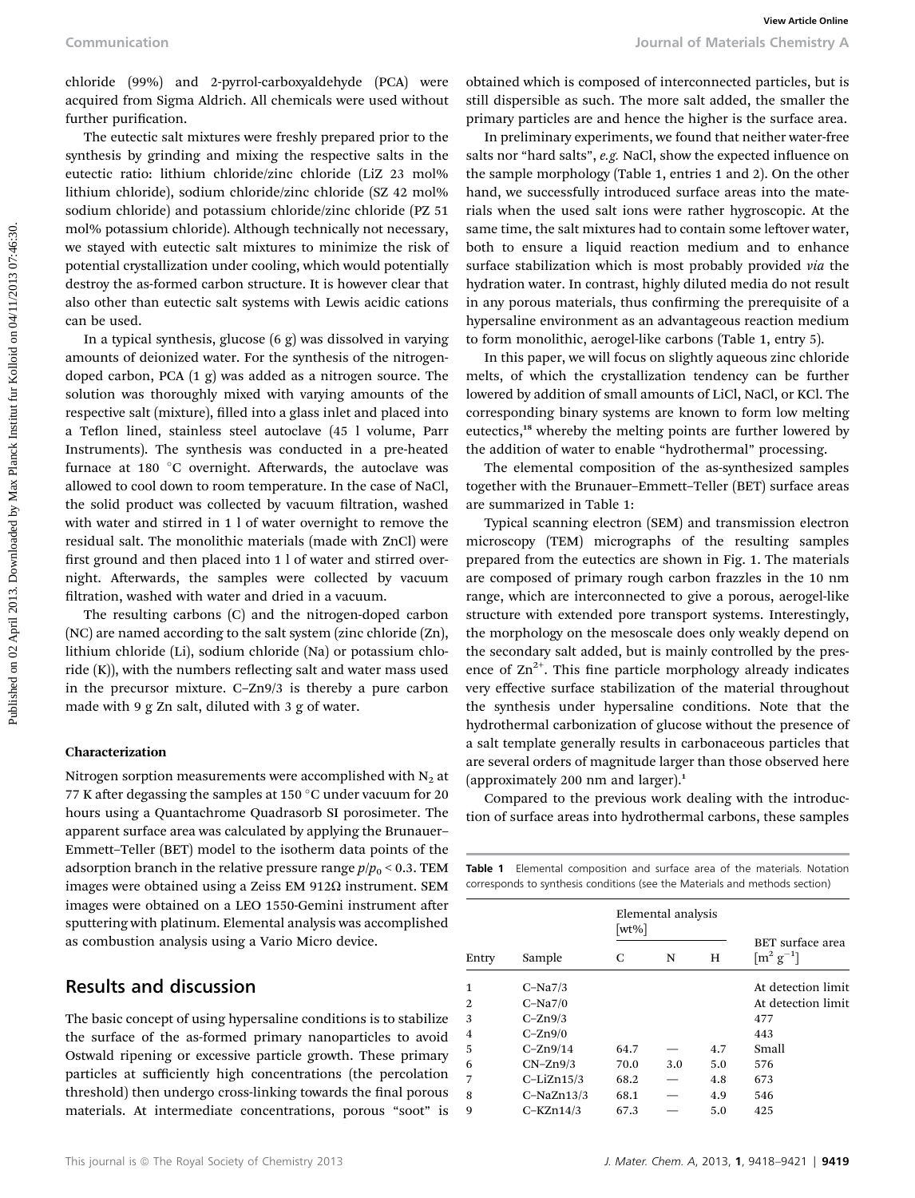chloride (99%) and 2-pyrrol-carboxyaldehyde (PCA) were acquired from Sigma Aldrich. All chemicals were used without further purification.

The eutectic salt mixtures were freshly prepared prior to the synthesis by grinding and mixing the respective salts in the eutectic ratio: lithium chloride/zinc chloride (LiZ 23 mol% lithium chloride), sodium chloride/zinc chloride (SZ 42 mol% sodium chloride) and potassium chloride/zinc chloride (PZ 51 mol% potassium chloride). Although technically not necessary, we stayed with eutectic salt mixtures to minimize the risk of potential crystallization under cooling, which would potentially destroy the as-formed carbon structure. It is however clear that also other than eutectic salt systems with Lewis acidic cations can be used.

In a typical synthesis, glucose (6 g) was dissolved in varying amounts of deionized water. For the synthesis of the nitrogen-doped carbon, PCA (1 g) was added as a nitrogen source. The solution was thoroughly mixed with varying amounts of the respective salt (mixture), filled into a glass inlet and placed into a Teflon lined, stainless steel autoclave (45 l volume, Parr Instruments). The synthesis was conducted in a pre-heated furnace at 180 °C overnight. Afterwards, the autoclave was allowed to cool down to room temperature. In the case of NaCl, the solid product was collected by vacuum filtration, washed with water and stirred in 1 l of water overnight to remove the residual salt. The monolithic materials (made with ZnCl) were first ground and then placed into 1 l of water and stirred overnight. Afterwards, the samples were collected by vacuum filtration, washed with water and dried in a vacuum.

The resulting carbons (C) and the nitrogen-doped carbon (NC) are named according to the salt system (zinc chloride (Zn), lithium chloride (Li), sodium chloride (Na) or potassium chloride (K)), with the numbers reflecting salt and water mass used in the precursor mixture. C–Zn9/3 is thereby a pure carbon made with 9 g Zn salt, diluted with 3 g of water.

### Characterization

Nitrogen sorption measurements were accomplished with $N_2$ at 77 K after degassing the samples at 150 °C under vacuum for 20 hours using a Quantachrome Quadrasorb SI porosimeter. The apparent surface area was calculated by applying the Brunauer–Emmett–Teller (BET) model to the isotherm data points of the adsorption branch in the relative pressure range $p/p_0 < 0.3$. TEM images were obtained using a Zeiss EM 912Ω instrument. SEM images were obtained on a LEO 1550-Gemini instrument after sputtering with platinum. Elemental analysis was accomplished as combustion analysis using a Vario Micro device.

## Results and discussion

The basic concept of using hypersaline conditions is to stabilize the surface of the as-formed primary nanoparticles to avoid Ostwald ripening or excessive particle growth. These primary particles at sufficiently high concentrations (the percolation threshold) then undergo cross-linking towards the final porous materials. At intermediate concentrations, porous "soot" is obtained which is composed of interconnected particles, but is still dispersible as such. The more salt added, the smaller the primary particles are and hence the higher is the surface area.

In preliminary experiments, we found that neither water-free salts nor "hard salts", *e.g.* NaCl, show the expected influence on the sample morphology (Table 1, entries 1 and 2). On the other hand, we successfully introduced surface areas into the materials when the used salt ions were rather hygroscopic. At the same time, the salt mixtures had to contain some leftover water, both to ensure a liquid reaction medium and to enhance surface stabilization which is most probably provided *via* the hydration water. In contrast, highly diluted media do not result in any porous materials, thus confirming the prerequisite of a hypersaline environment as an advantageous reaction medium to form monolithic, aerogel-like carbons (Table 1, entry 5).

In this paper, we will focus on slightly aqueous zinc chloride melts, of which the crystallization tendency can be further lowered by addition of small amounts of LiCl, NaCl, or KCl. The corresponding binary systems are known to form low melting eutectics,[18] whereby the melting points are further lowered by the addition of water to enable "hydrothermal" processing.

The elemental composition of the as-synthesized samples together with the Brunauer–Emmett–Teller (BET) surface areas are summarized in Table 1:

Typical scanning electron (SEM) and transmission electron microscopy (TEM) micrographs of the resulting samples prepared from the eutectics are shown in Fig. 1. The materials are composed of primary rough carbon frazzles in the 10 nm range, which are interconnected to give a porous, aerogel-like structure with extended pore transport systems. Interestingly, the morphology on the mesoscale does only weakly depend on the secondary salt added, but is mainly controlled by the presence of $Zn^{2+}$. This fine particle morphology already indicates very effective surface stabilization of the material throughout the synthesis under hypersaline conditions. Note that the hydrothermal carbonization of glucose without the presence of a salt template generally results in carbonaceous particles that are several orders of magnitude larger than those observed here (approximately 200 nm and larger).[1]

Compared to the previous work dealing with the introduction of surface areas into hydrothermal carbons, these samples

Table 1 Elemental composition and surface area of the materials. Notation corresponds to synthesis conditions (see the Materials and methods section)

| Entry | Sample | Elemental analysis [wt%] C | N | H | BET surface area [$m^2$ $g^{-1}$] |
|---|---|---|---|---|---|
| 1 | C–Na7/3 | | | | At detection limit |
| 2 | C–Na7/0 | | | | At detection limit |
| 3 | C–Zn9/3 | | | | 477 |
| 4 | C–Zn9/0 | | | | 443 |
| 5 | C–Zn9/14 | 64.7 | — | 4.7 | Small |
| 6 | CN–Zn9/3 | 70.0 | 3.0 | 5.0 | 576 |
| 7 | C–LiZn15/3 | 68.2 | — | 4.8 | 673 |
| 8 | C–NaZn13/3 | 68.1 | — | 4.9 | 546 |
| 9 | C–KZn14/3 | 67.3 | — | 5.0 | 425 |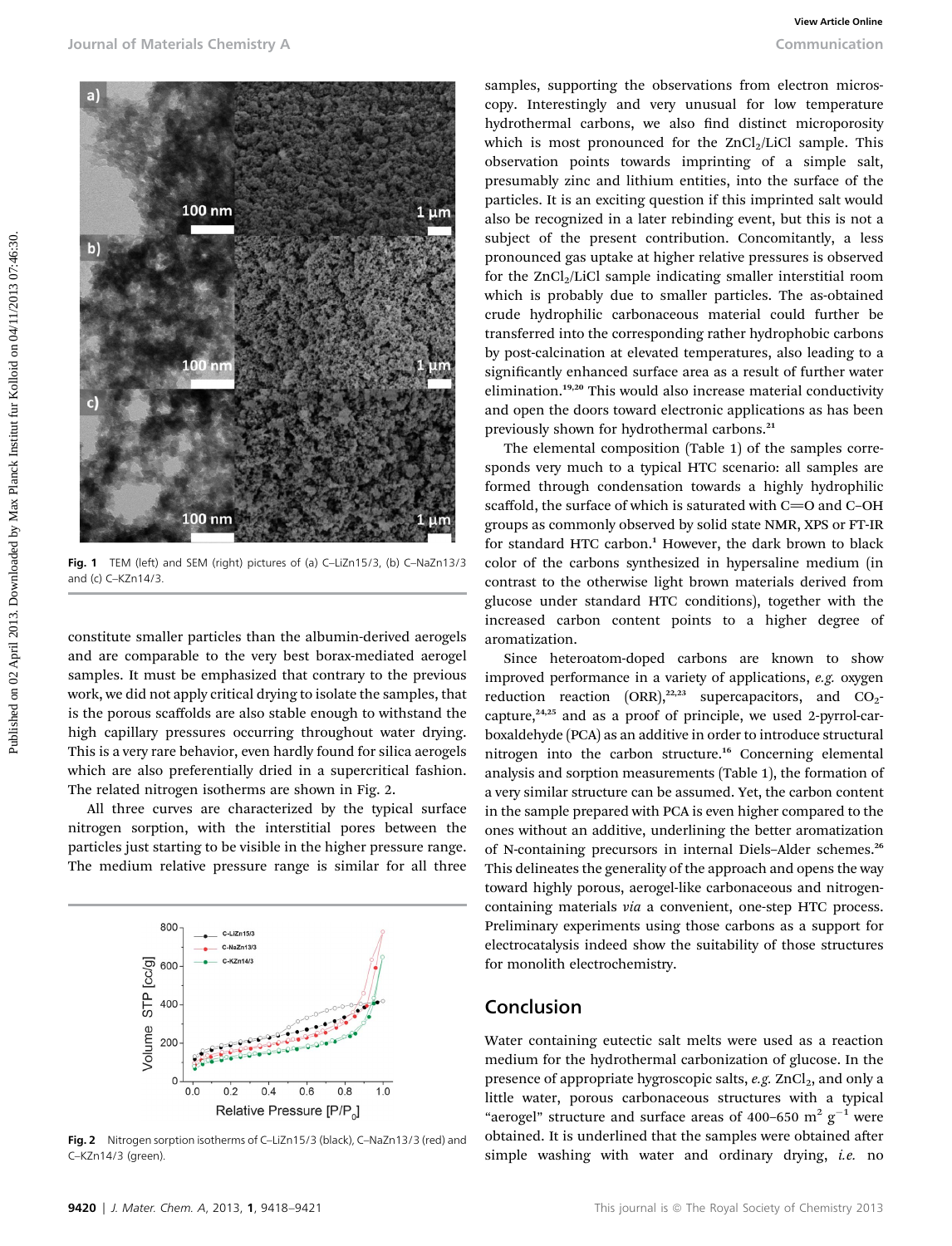Fig. 1 TEM (left) and SEM (right) pictures of (a) C–LiZn15/3, (b) C–NaZn13/3 and (c) C–KZn14/3.

constitute smaller particles than the albumin-derived aerogels and are comparable to the very best borax-mediated aerogel samples. It must be emphasized that contrary to the previous work, we did not apply critical drying to isolate the samples, that is the porous scaffolds are also stable enough to withstand the high capillary pressures occurring throughout water drying. This is a very rare behavior, even hardly found for silica aerogels which are also preferentially dried in a supercritical fashion. The related nitrogen isotherms are shown in Fig. 2.

All three curves are characterized by the typical surface nitrogen sorption, with the interstitial pores between the particles just starting to be visible in the higher pressure range. The medium relative pressure range is similar for all three

Fig. 2 Nitrogen sorption isotherms of C–LiZn15/3 (black), C–NaZn13/3 (red) and C–KZn14/3 (green).

samples, supporting the observations from electron microscopy. Interestingly and very unusual for low temperature hydrothermal carbons, we also find distinct microporosity which is most pronounced for the $ZnCl_2$/LiCl sample. This observation points towards imprinting of a simple salt, presumably zinc and lithium entities, into the surface of the particles. It is an exciting question if this imprinted salt would also be recognized in a later rebinding event, but this is not a subject of the present contribution. Concomitantly, a less pronounced gas uptake at higher relative pressures is observed for the $ZnCl_2$/LiCl sample indicating smaller interstitial room which is probably due to smaller particles. The as-obtained crude hydrophilic carbonaceous material could further be transferred into the corresponding rather hydrophobic carbons by post-calcination at elevated temperatures, also leading to a significantly enhanced surface area as a result of further water elimination.[19,20] This would also increase material conductivity and open the doors toward electronic applications as has been previously shown for hydrothermal carbons.[21]

The elemental composition (Table 1) of the samples corresponds very much to a typical HTC scenario: all samples are formed through condensation towards a highly hydrophilic scaffold, the surface of which is saturated with C═O and C–OH groups as commonly observed by solid state NMR, XPS or FT-IR for standard HTC carbon.[1] However, the dark brown to black color of the carbons synthesized in hypersaline medium (in contrast to the otherwise light brown materials derived from glucose under standard HTC conditions), together with the increased carbon content points to a higher degree of aromatization.

Since heteroatom-doped carbons are known to show improved performance in a variety of applications, *e.g.* oxygen reduction reaction (ORR),[22,23] supercapacitors, and $CO_2$-capture,[24,25] and as a proof of principle, we used 2-pyrrol-carboxaldehyde (PCA) as an additive in order to introduce structural nitrogen into the carbon structure.[16] Concerning elemental analysis and sorption measurements (Table 1), the formation of a very similar structure can be assumed. Yet, the carbon content in the sample prepared with PCA is even higher compared to the ones without an additive, underlining the better aromatization of N-containing precursors in internal Diels–Alder schemes.[26] This delineates the generality of the approach and opens the way toward highly porous, aerogel-like carbonaceous and nitrogen-containing materials *via* a convenient, one-step HTC process. Preliminary experiments using those carbons as a support for electrocatalysis indeed show the suitability of those structures for monolith electrochemistry.

## Conclusion

Water containing eutectic salt melts were used as a reaction medium for the hydrothermal carbonization of glucose. In the presence of appropriate hygroscopic salts, *e.g.* $ZnCl_2$, and only a little water, porous carbonaceous structures with a typical "aerogel" structure and surface areas of 400–650 $m^2\ g^{-1}$ were obtained. It is underlined that the samples were obtained after simple washing with water and ordinary drying, *i.e.* no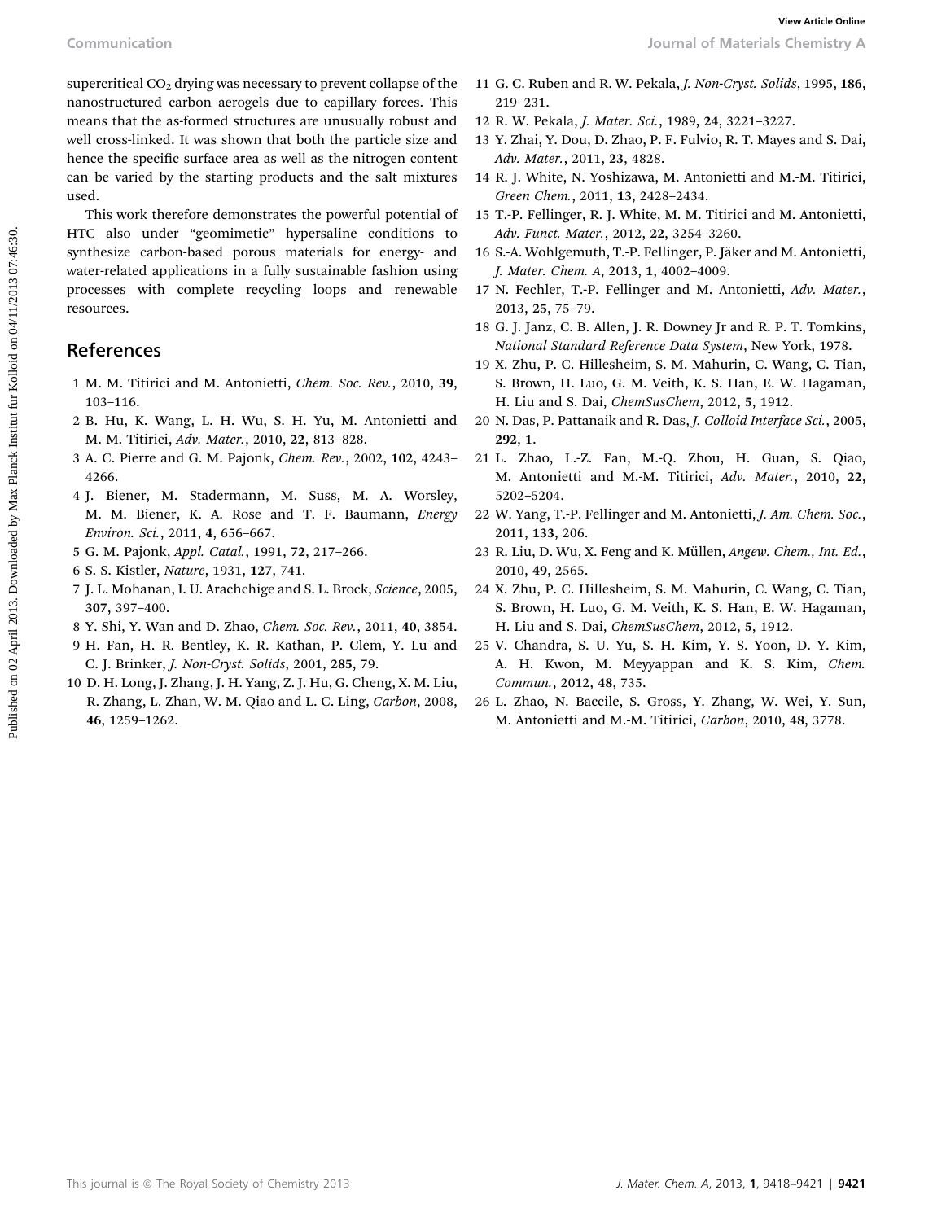supercritical $CO_2$ drying was necessary to prevent collapse of the nanostructured carbon aerogels due to capillary forces. This means that the as-formed structures are unusually robust and well cross-linked. It was shown that both the particle size and hence the specific surface area as well as the nitrogen content can be varied by the starting products and the salt mixtures used.

This work therefore demonstrates the powerful potential of HTC also under "geomimetic" hypersaline conditions to synthesize carbon-based porous materials for energy- and water-related applications in a fully sustainable fashion using processes with complete recycling loops and renewable resources.

## References

1. M. M. Titirici and M. Antonietti, *Chem. Soc. Rev.*, 2010, **39**, 103–116.
2. B. Hu, K. Wang, L. H. Wu, S. H. Yu, M. Antonietti and M. M. Titirici, *Adv. Mater.*, 2010, **22**, 813–828.
3. A. C. Pierre and G. M. Pajonk, *Chem. Rev.*, 2002, **102**, 4243–4266.
4. J. Biener, M. Stadermann, M. Suss, M. A. Worsley, M. M. Biener, K. A. Rose and T. F. Baumann, *Energy Environ. Sci.*, 2011, **4**, 656–667.
5. G. M. Pajonk, *Appl. Catal.*, 1991, **72**, 217–266.
6. S. S. Kistler, *Nature*, 1931, **127**, 741.
7. J. L. Mohanan, I. U. Arachchige and S. L. Brock, *Science*, 2005, **307**, 397–400.
8. Y. Shi, Y. Wan and D. Zhao, *Chem. Soc. Rev.*, 2011, **40**, 3854.
9. H. Fan, H. R. Bentley, K. R. Kathan, P. Clem, Y. Lu and C. J. Brinker, *J. Non-Cryst. Solids*, 2001, **285**, 79.
10. D. H. Long, J. Zhang, J. H. Yang, Z. J. Hu, G. Cheng, X. M. Liu, R. Zhang, L. Zhan, W. M. Qiao and L. C. Ling, *Carbon*, 2008, **46**, 1259–1262.
11. G. C. Ruben and R. W. Pekala, *J. Non-Cryst. Solids*, 1995, **186**, 219–231.
12. R. W. Pekala, *J. Mater. Sci.*, 1989, **24**, 3221–3227.
13. Y. Zhai, Y. Dou, D. Zhao, P. F. Fulvio, R. T. Mayes and S. Dai, *Adv. Mater.*, 2011, **23**, 4828.
14. R. J. White, N. Yoshizawa, M. Antonietti and M.-M. Titirici, *Green Chem.*, 2011, **13**, 2428–2434.
15. T.-P. Fellinger, R. J. White, M. M. Titirici and M. Antonietti, *Adv. Funct. Mater.*, 2012, **22**, 3254–3260.
16. S.-A. Wohlgemuth, T.-P. Fellinger, P. Jäker and M. Antonietti, *J. Mater. Chem. A*, 2013, **1**, 4002–4009.
17. N. Fechler, T.-P. Fellinger and M. Antonietti, *Adv. Mater.*, 2013, **25**, 75–79.
18. G. J. Janz, C. B. Allen, J. R. Downey Jr and R. P. T. Tomkins, *National Standard Reference Data System*, New York, 1978.
19. X. Zhu, P. C. Hillesheim, S. M. Mahurin, C. Wang, C. Tian, S. Brown, H. Luo, G. M. Veith, K. S. Han, E. W. Hagaman, H. Liu and S. Dai, *ChemSusChem*, 2012, **5**, 1912.
20. N. Das, P. Pattanaik and R. Das, *J. Colloid Interface Sci.*, 2005, **292**, 1.
21. L. Zhao, L.-Z. Fan, M.-Q. Zhou, H. Guan, S. Qiao, M. Antonietti and M.-M. Titirici, *Adv. Mater.*, 2010, **22**, 5202–5204.
22. W. Yang, T.-P. Fellinger and M. Antonietti, *J. Am. Chem. Soc.*, 2011, **133**, 206.
23. R. Liu, D. Wu, X. Feng and K. Müllen, *Angew. Chem., Int. Ed.*, 2010, **49**, 2565.
24. X. Zhu, P. C. Hillesheim, S. M. Mahurin, C. Wang, C. Tian, S. Brown, H. Luo, G. M. Veith, K. S. Han, E. W. Hagaman, H. Liu and S. Dai, *ChemSusChem*, 2012, **5**, 1912.
25. V. Chandra, S. U. Yu, S. H. Kim, Y. S. Yoon, D. Y. Kim, A. H. Kwon, M. Meyyappan and K. S. Kim, *Chem. Commun.*, 2012, **48**, 735.
26. L. Zhao, N. Baccile, S. Gross, Y. Zhang, W. Wei, Y. Sun, M. Antonietti and M.-M. Titirici, *Carbon*, 2010, **48**, 3778.